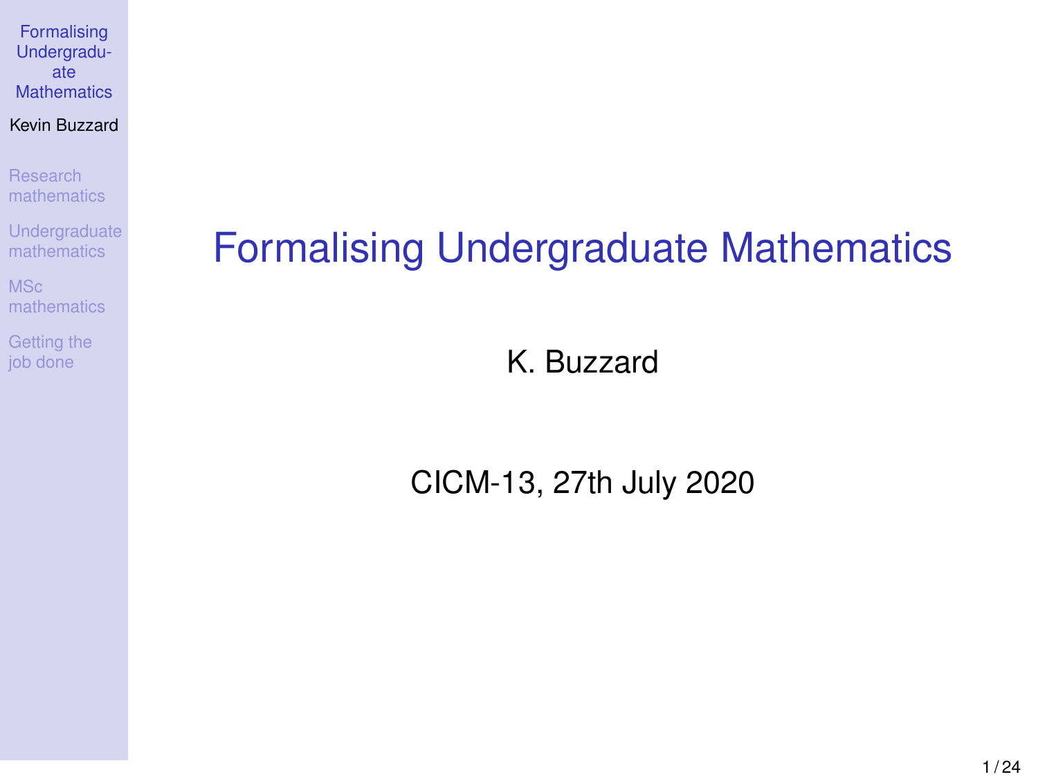# Formalising Undergraduate Mathematics

K. Buzzard

CICM-13, 27th July 2020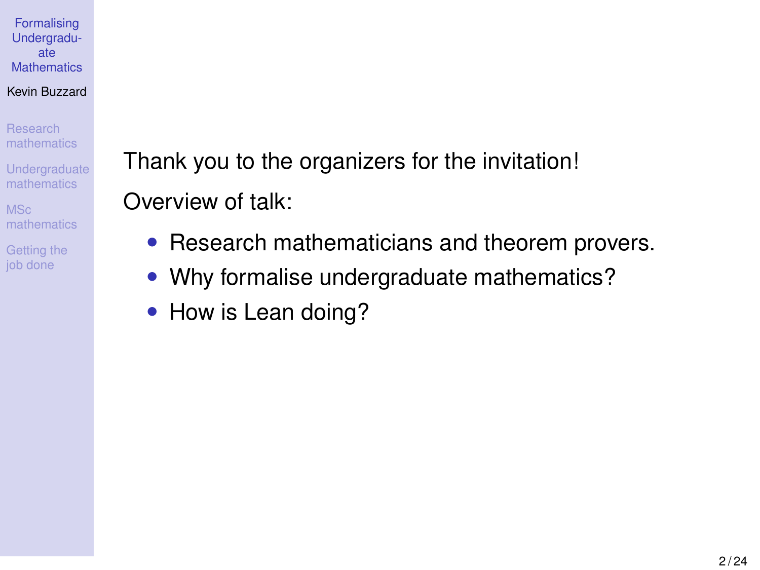Thank you to the organizers for the invitation!

Overview of talk:

- Research mathematicians and theorem provers.
- Why formalise undergraduate mathematics?
- How is Lean doing?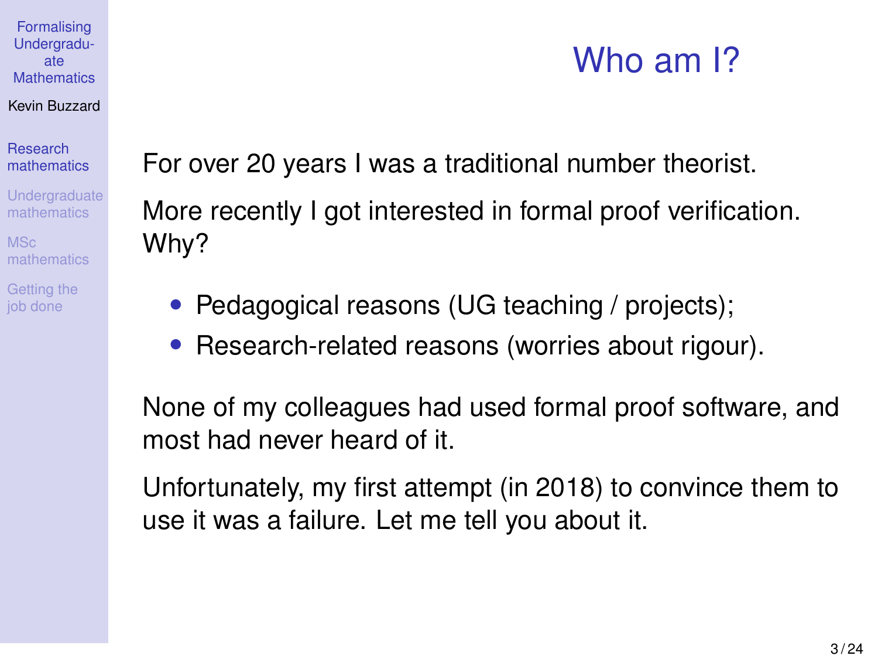# Who am I?

For over 20 years I was a traditional number theorist.

More recently I got interested in formal proof verification. Why?

- Pedagogical reasons (UG teaching / projects);
- Research-related reasons (worries about rigour).

None of my colleagues had used formal proof software, and most had never heard of it.

Unfortunately, my first attempt (in 2018) to convince them to use it was a failure. Let me tell you about it.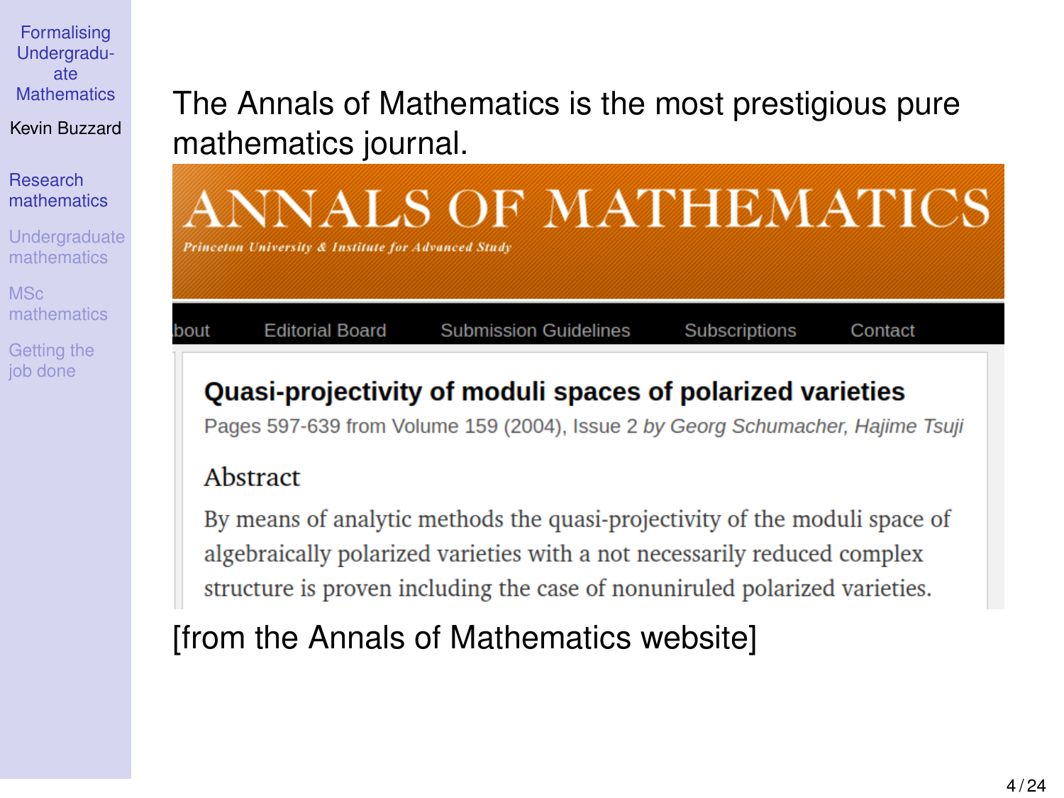The Annals of Mathematics is the most prestigious pure mathematics journal.

**ANNALS OF MATHEMATICS**

*Princeton University & Institute for Advanced Study*

bout | Editorial Board | Submission Guidelines | Subscriptions | Contact

**Quasi-projectivity of moduli spaces of polarized varieties**

Pages 597-639 from Volume 159 (2004), Issue 2 *by Georg Schumacher, Hajime Tsuji*

### Abstract

By means of analytic methods the quasi-projectivity of the moduli space of algebraically polarized varieties with a not necessarily reduced complex structure is proven including the case of nonuniruled polarized varieties.

[from the Annals of Mathematics website]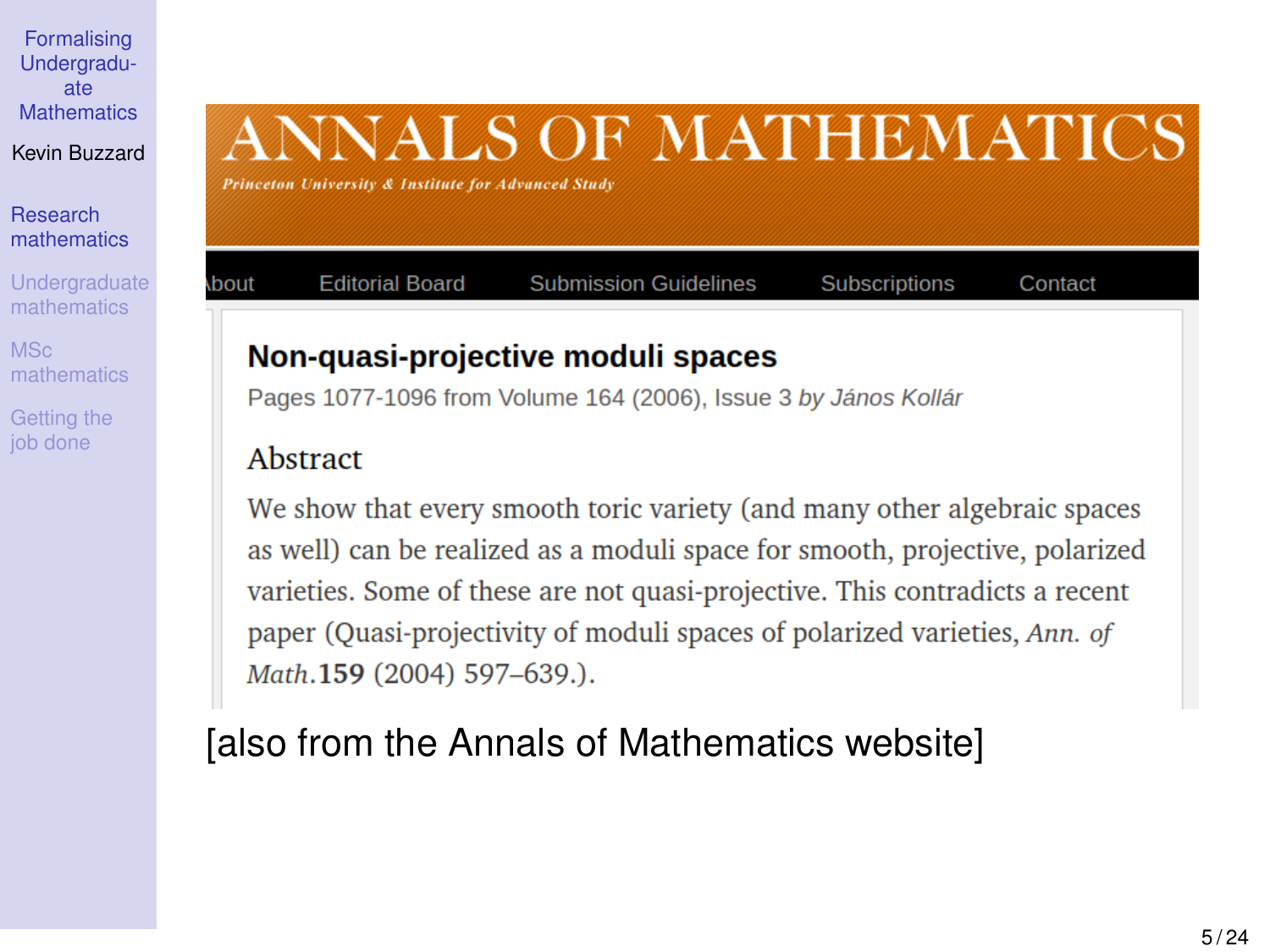# ANNALS OF MATHEMATICS

*Princeton University & Institute for Advanced Study*

About | Editorial Board | Submission Guidelines | Subscriptions | Contact

## Non-quasi-projective moduli spaces

Pages 1077-1096 from Volume 164 (2006), Issue 3 *by János Kollár*

### Abstract

We show that every smooth toric variety (and many other algebraic spaces as well) can be realized as a moduli space for smooth, projective, polarized varieties. Some of these are not quasi-projective. This contradicts a recent paper (Quasi-projectivity of moduli spaces of polarized varieties, *Ann. of Math.* **159** (2004) 597–639.).

[also from the Annals of Mathematics website]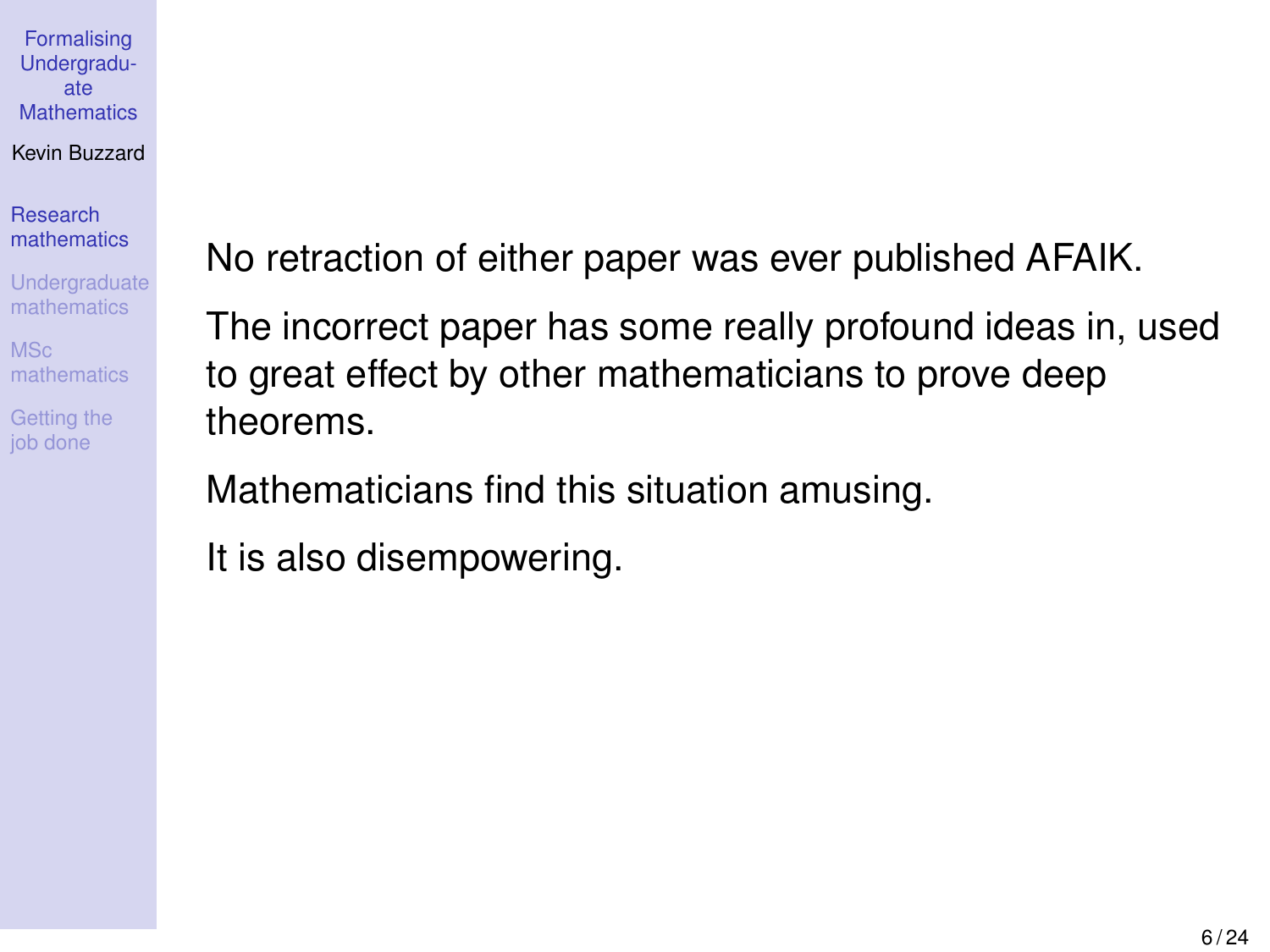No retraction of either paper was ever published AFAIK.

The incorrect paper has some really profound ideas in, used to great effect by other mathematicians to prove deep theorems.

Mathematicians find this situation amusing.

It is also disempowering.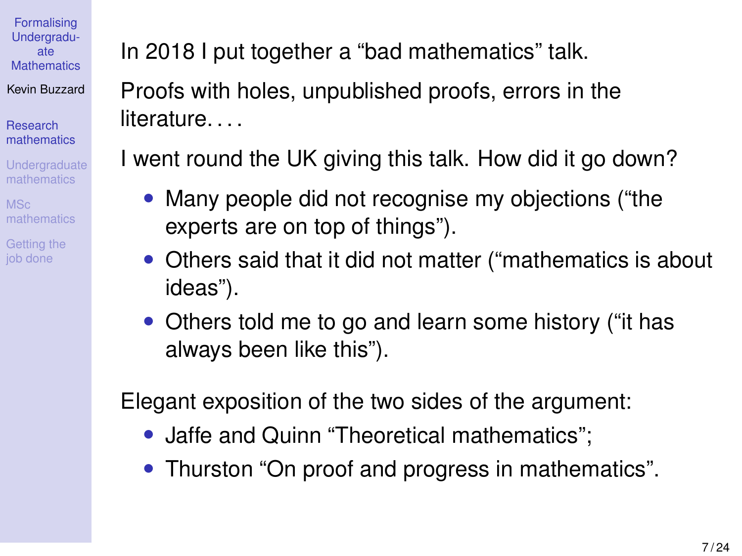In 2018 I put together a “bad mathematics” talk.

Proofs with holes, unpublished proofs, errors in the literature. . . .

I went round the UK giving this talk. How did it go down?

- Many people did not recognise my objections (“the experts are on top of things”).
- Others said that it did not matter (“mathematics is about ideas”).
- Others told me to go and learn some history (“it has always been like this”).

Elegant exposition of the two sides of the argument:

- Jaffe and Quinn “Theoretical mathematics”;
- Thurston “On proof and progress in mathematics”.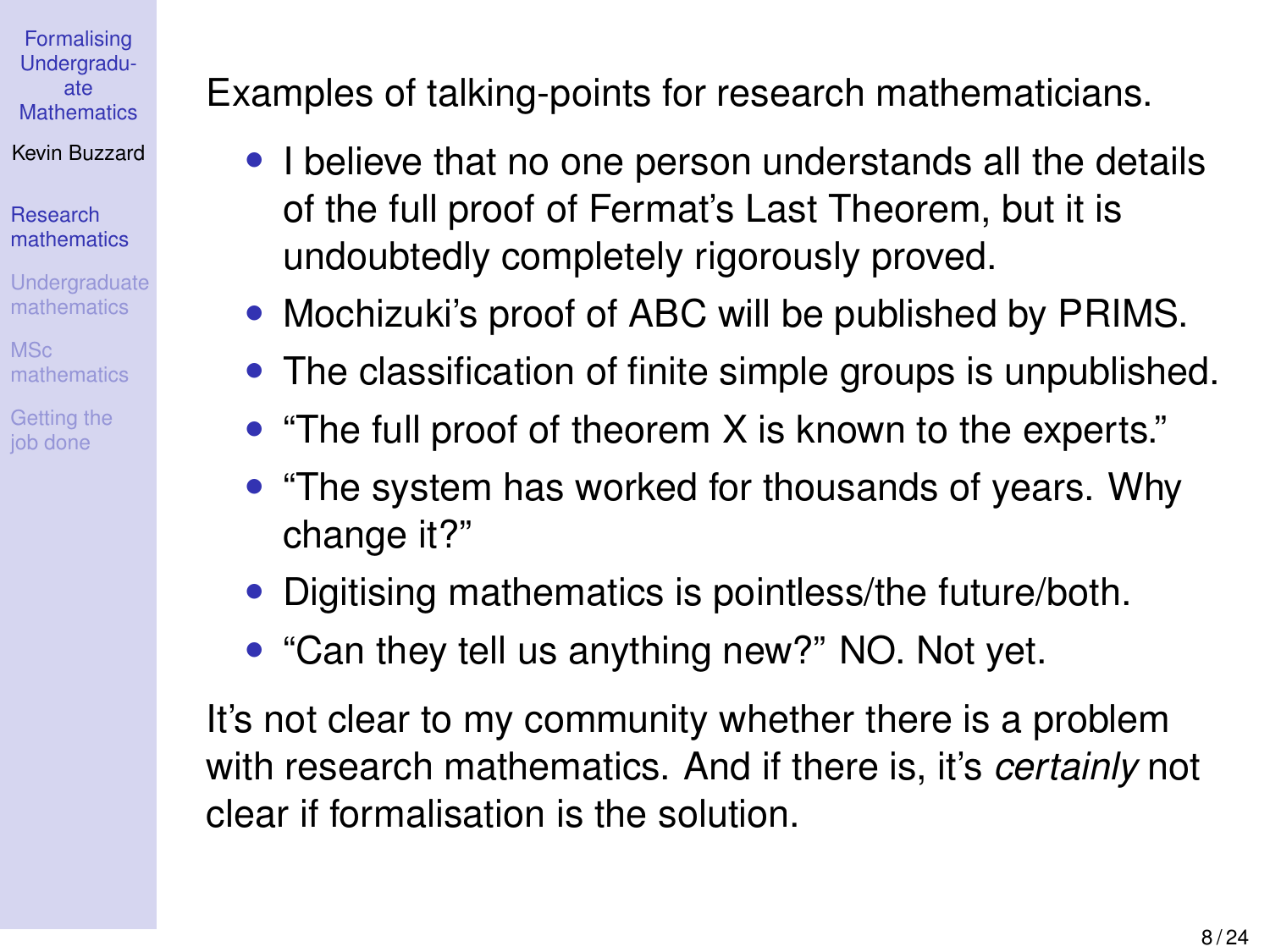Examples of talking-points for research mathematicians.

- I believe that no one person understands all the details of the full proof of Fermat's Last Theorem, but it is undoubtedly completely rigorously proved.
- Mochizuki's proof of ABC will be published by PRIMS.
- The classification of finite simple groups is unpublished.
- "The full proof of theorem X is known to the experts."
- "The system has worked for thousands of years. Why change it?"
- Digitising mathematics is pointless/the future/both.
- "Can they tell us anything new?" NO. Not yet.

It's not clear to my community whether there is a problem with research mathematics. And if there is, it's *certainly* not clear if formalisation is the solution.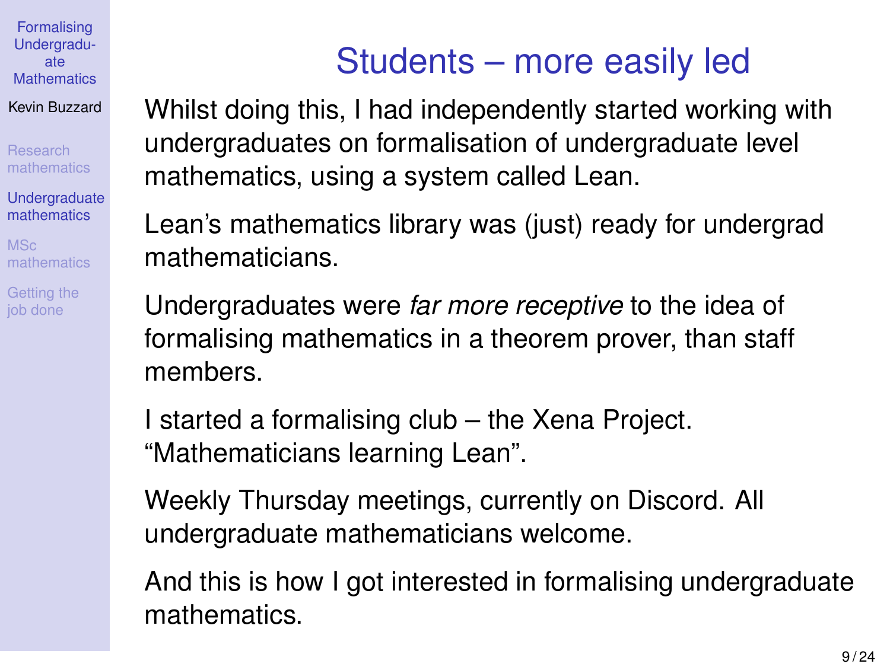# Students – more easily led

Whilst doing this, I had independently started working with undergraduates on formalisation of undergraduate level mathematics, using a system called Lean.

Lean's mathematics library was (just) ready for undergrad mathematicians.

Undergraduates were *far more receptive* to the idea of formalising mathematics in a theorem prover, than staff members.

I started a formalising club – the Xena Project. "Mathematicians learning Lean".

Weekly Thursday meetings, currently on Discord. All undergraduate mathematicians welcome.

And this is how I got interested in formalising undergraduate mathematics.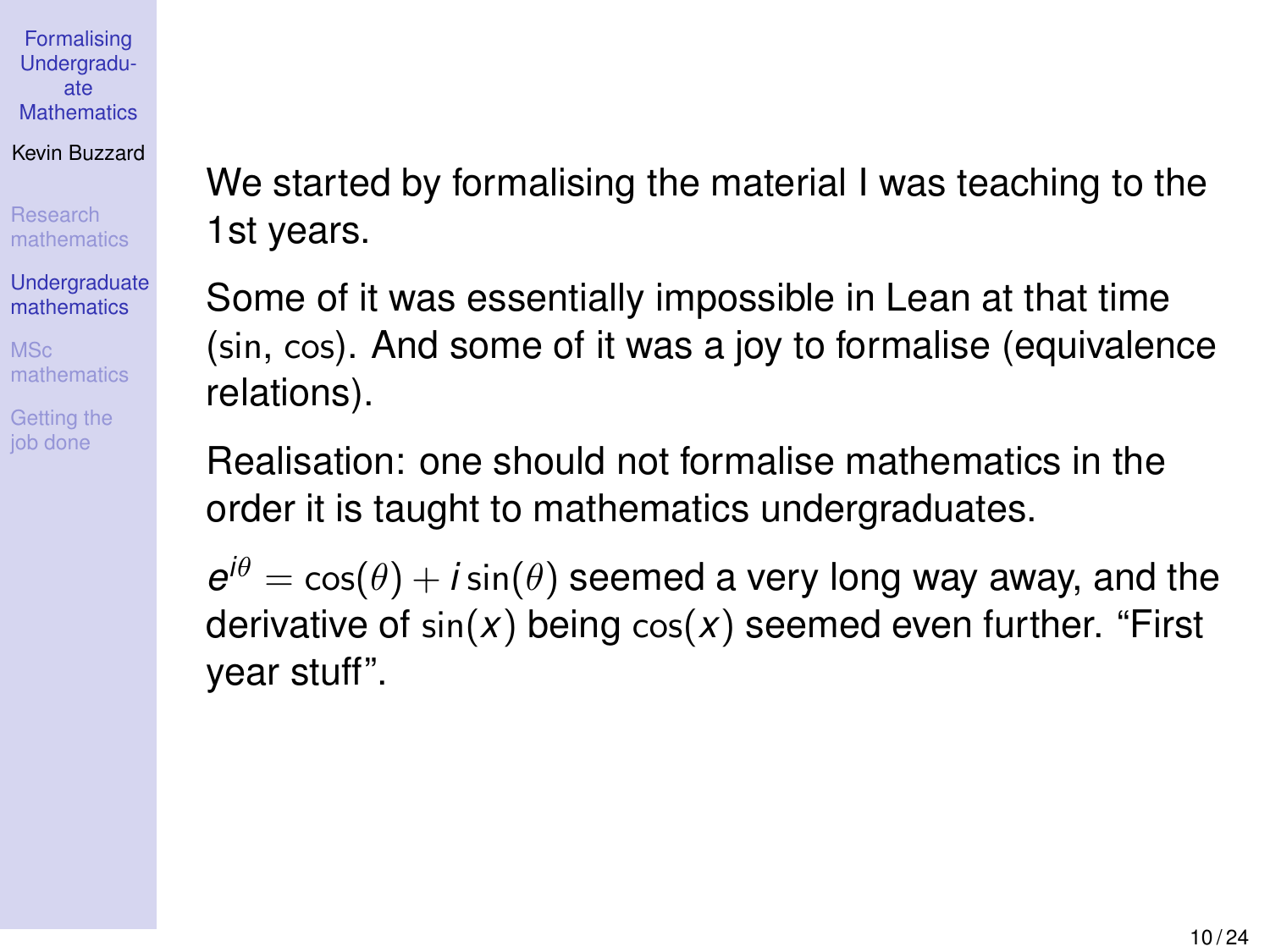We started by formalising the material I was teaching to the 1st years.

Some of it was essentially impossible in Lean at that time (sin, cos). And some of it was a joy to formalise (equivalence relations).

Realisation: one should not formalise mathematics in the order it is taught to mathematics undergraduates.

$e^{i\theta} = \cos(\theta) + i\sin(\theta)$ seemed a very long way away, and the derivative of $\sin(x)$ being $\cos(x)$ seemed even further. "First year stuff".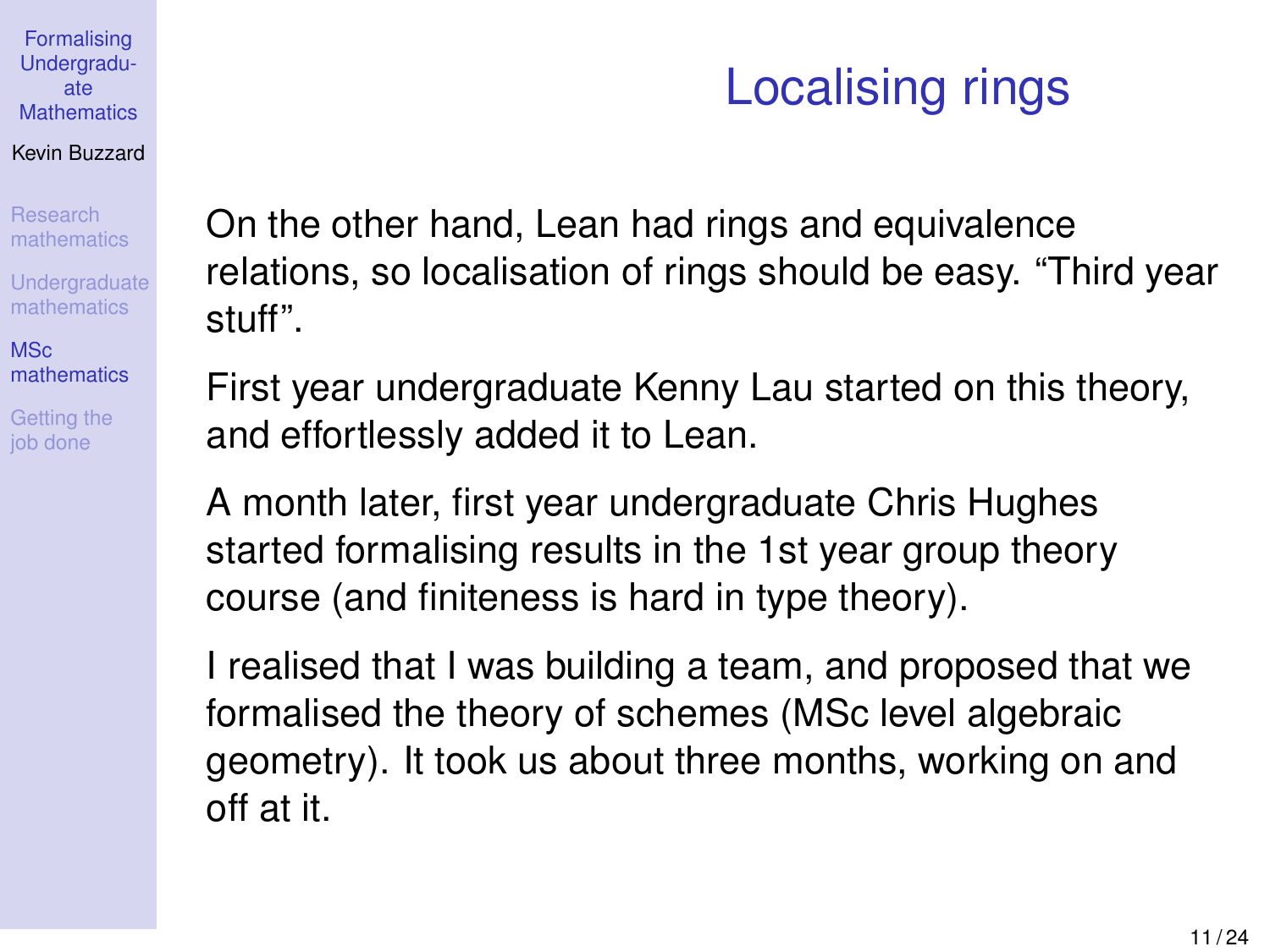# Localising rings

On the other hand, Lean had rings and equivalence relations, so localisation of rings should be easy. “Third year stuff”.

First year undergraduate Kenny Lau started on this theory, and effortlessly added it to Lean.

A month later, first year undergraduate Chris Hughes started formalising results in the 1st year group theory course (and finiteness is hard in type theory).

I realised that I was building a team, and proposed that we formalised the theory of schemes (MSc level algebraic geometry). It took us about three months, working on and off at it.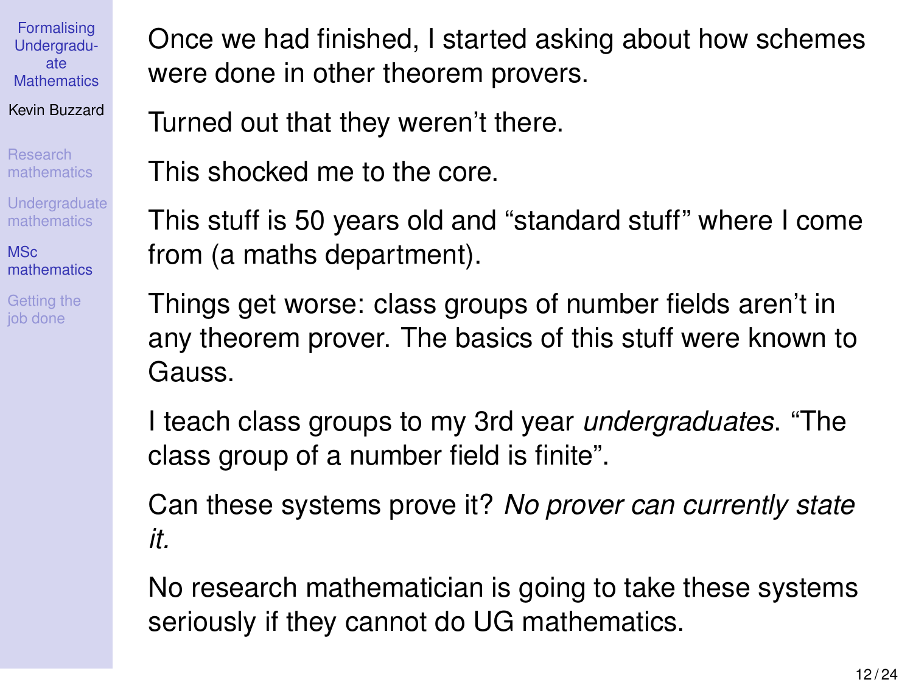Once we had finished, I started asking about how schemes were done in other theorem provers.

Turned out that they weren't there.

This shocked me to the core.

This stuff is 50 years old and "standard stuff" where I come from (a maths department).

Things get worse: class groups of number fields aren't in any theorem prover. The basics of this stuff were known to Gauss.

I teach class groups to my 3rd year *undergraduates*. "The class group of a number field is finite".

Can these systems prove it? *No prover can currently state it.*

No research mathematician is going to take these systems seriously if they cannot do UG mathematics.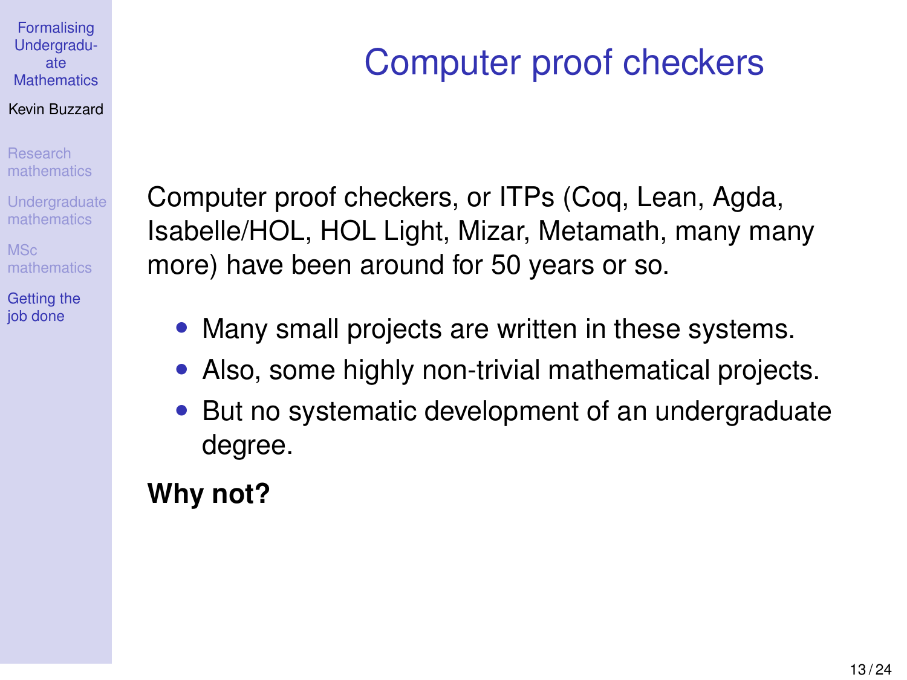# Computer proof checkers

Computer proof checkers, or ITPs (Coq, Lean, Agda, Isabelle/HOL, HOL Light, Mizar, Metamath, many many more) have been around for 50 years or so.

- Many small projects are written in these systems.
- Also, some highly non-trivial mathematical projects.
- But no systematic development of an undergraduate degree.

**Why not?**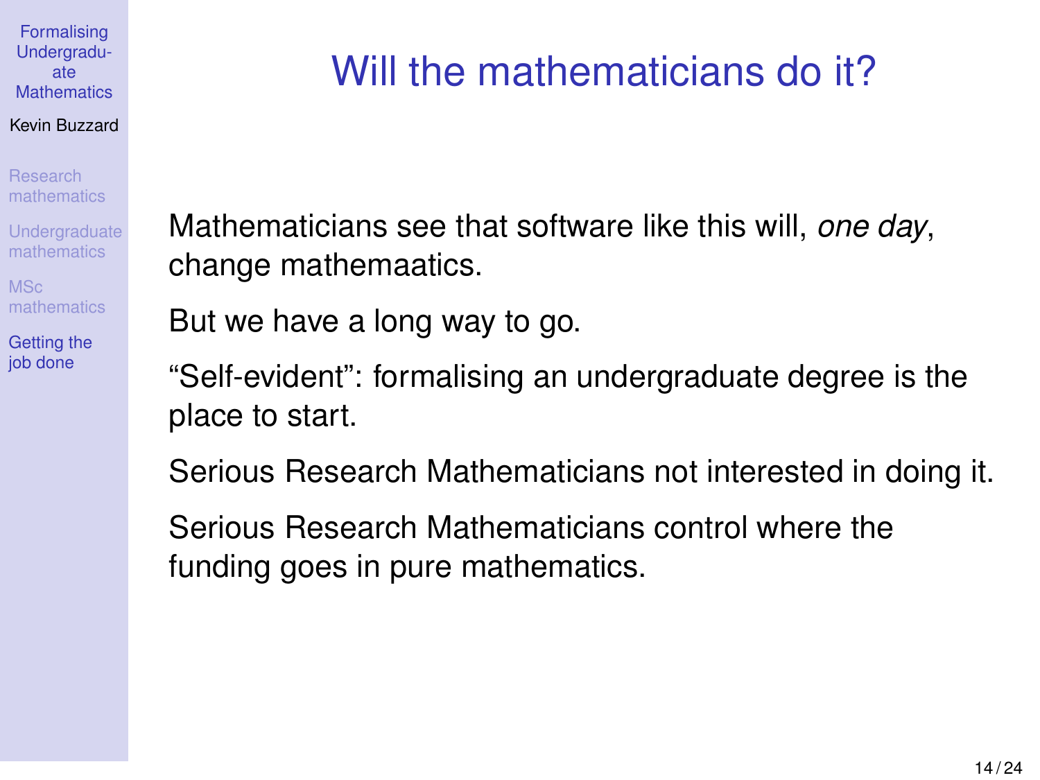# Will the mathematicians do it?

Mathematicians see that software like this will, *one day*, change mathemaatics.

But we have a long way to go.

“Self-evident”: formalising an undergraduate degree is the place to start.

Serious Research Mathematicians not interested in doing it.

Serious Research Mathematicians control where the funding goes in pure mathematics.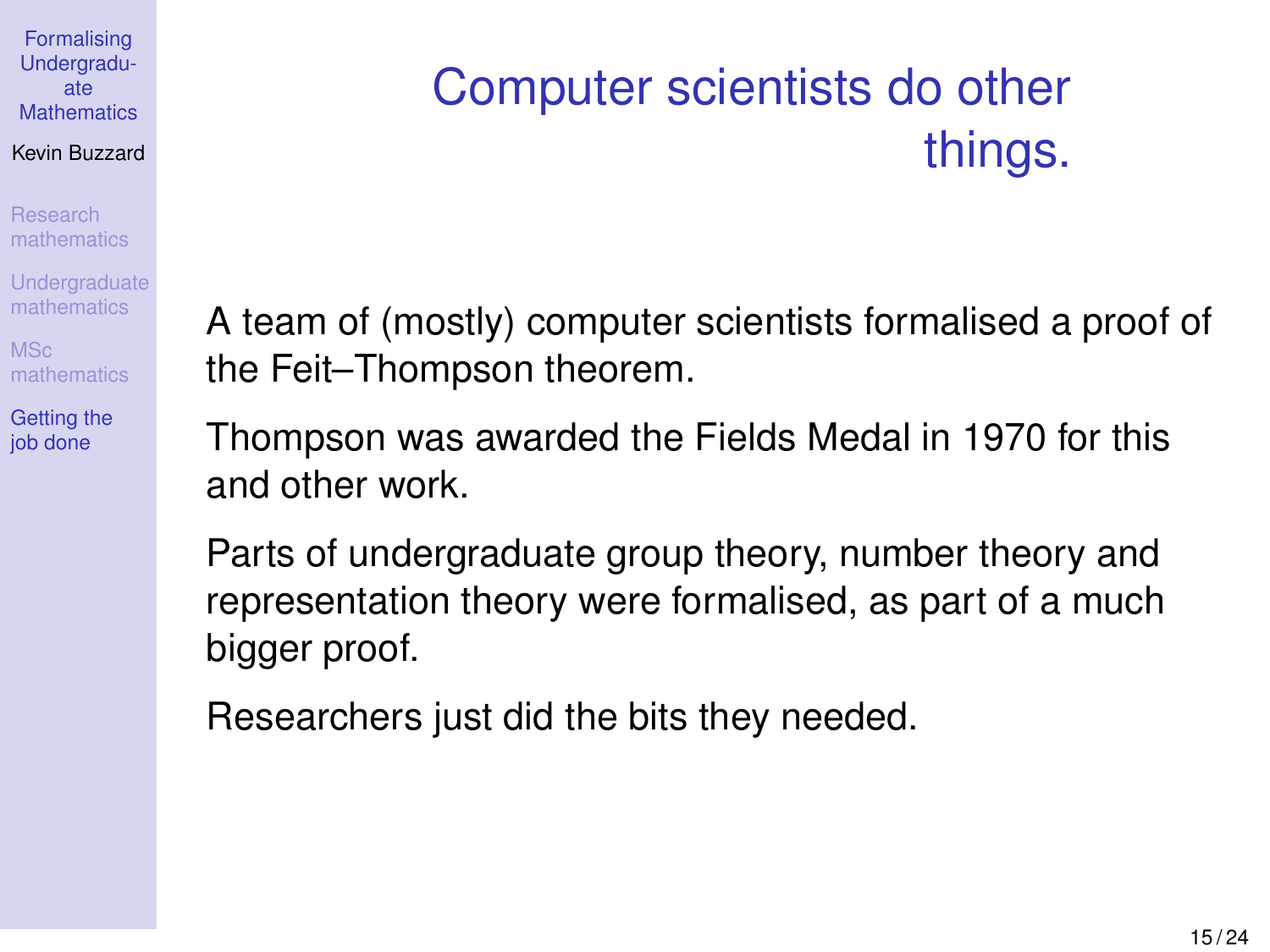# Computer scientists do other things.

A team of (mostly) computer scientists formalised a proof of the Feit–Thompson theorem.

Thompson was awarded the Fields Medal in 1970 for this and other work.

Parts of undergraduate group theory, number theory and representation theory were formalised, as part of a much bigger proof.

Researchers just did the bits they needed.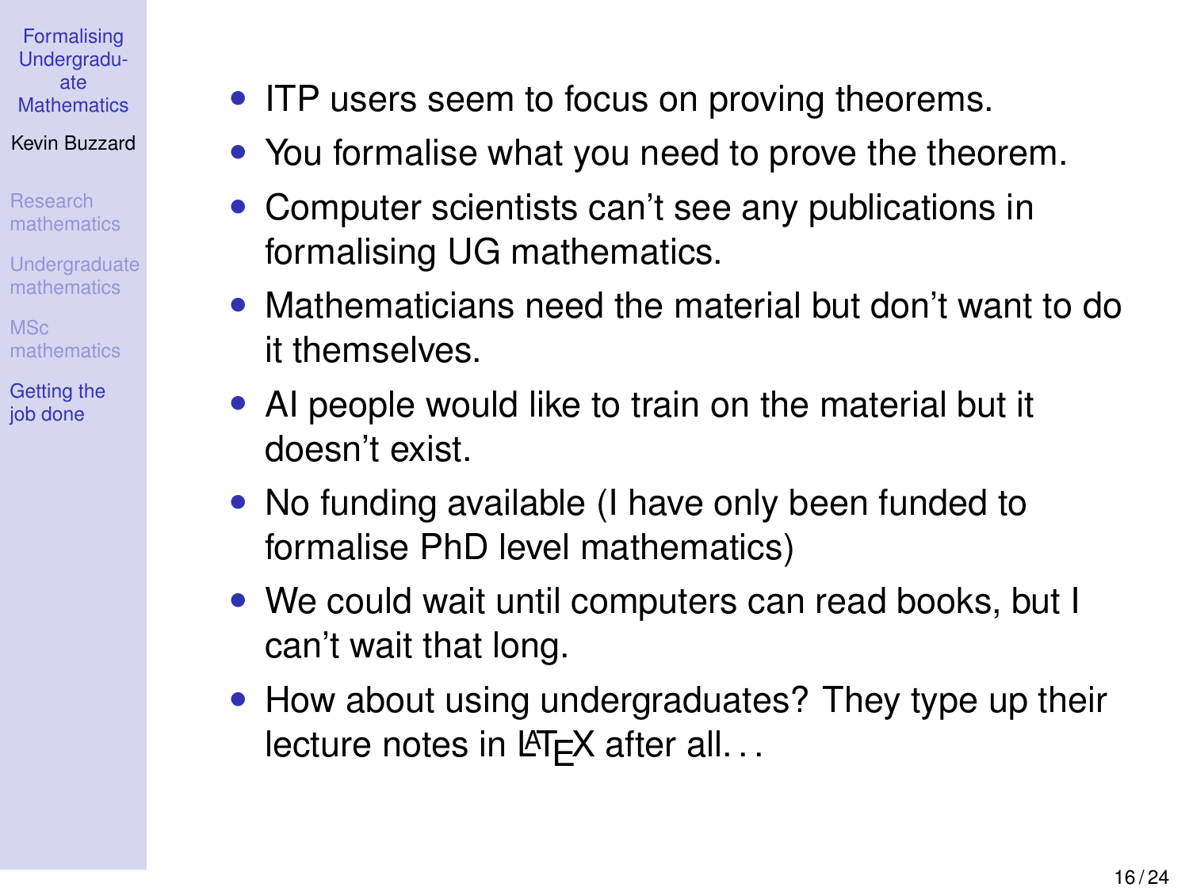- ITP users seem to focus on proving theorems.
- You formalise what you need to prove the theorem.
- Computer scientists can't see any publications in formalising UG mathematics.
- Mathematicians need the material but don't want to do it themselves.
- AI people would like to train on the material but it doesn't exist.
- No funding available (I have only been funded to formalise PhD level mathematics)
- We could wait until computers can read books, but I can't wait that long.
- How about using undergraduates? They type up their lecture notes in LaTeX after all...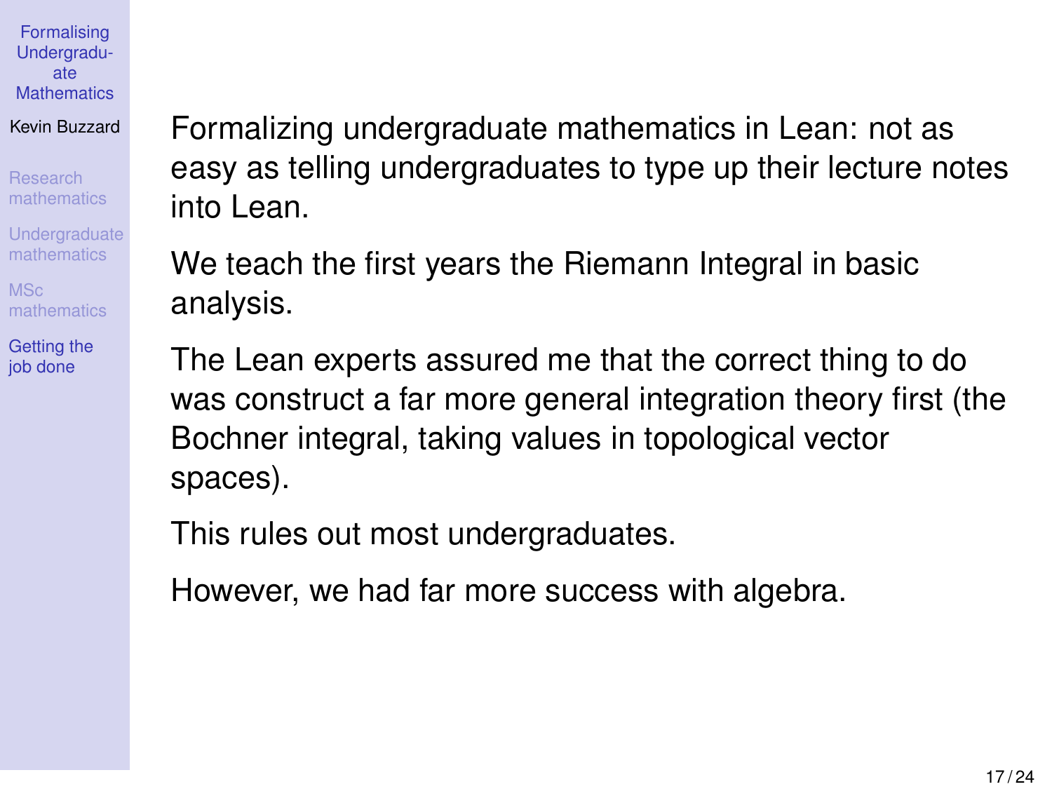Formalizing undergraduate mathematics in Lean: not as easy as telling undergraduates to type up their lecture notes into Lean.

We teach the first years the Riemann Integral in basic analysis.

The Lean experts assured me that the correct thing to do was construct a far more general integration theory first (the Bochner integral, taking values in topological vector spaces).

This rules out most undergraduates.

However, we had far more success with algebra.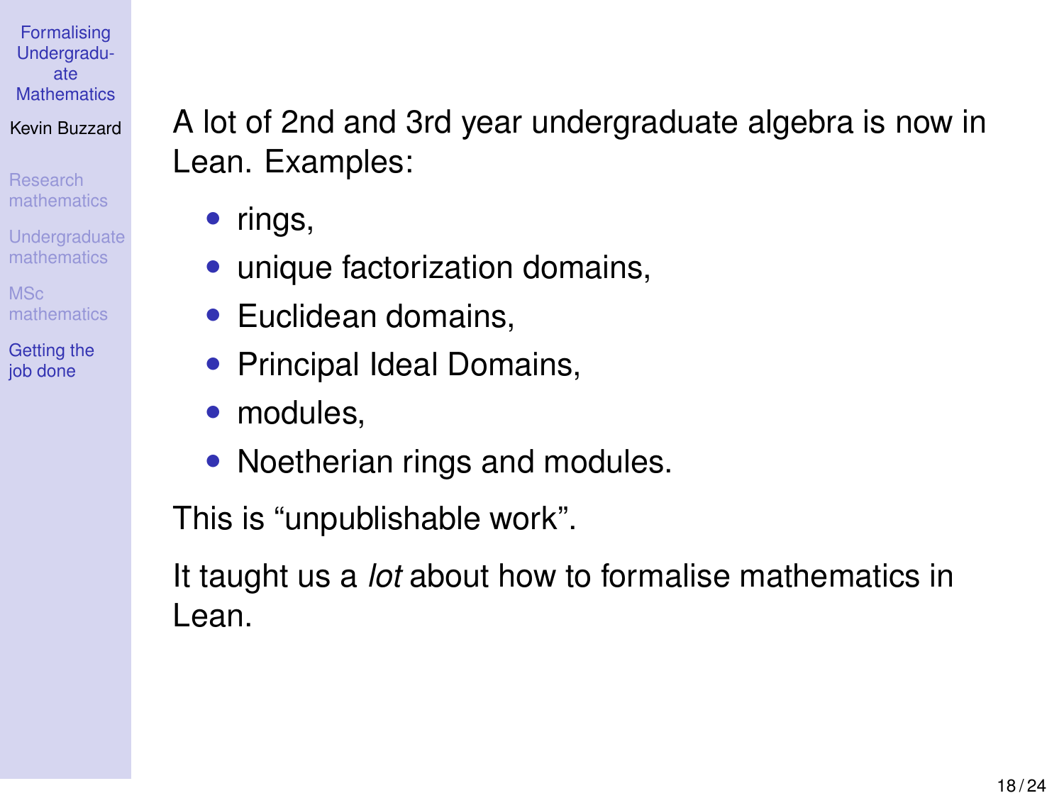A lot of 2nd and 3rd year undergraduate algebra is now in Lean. Examples:

- rings,
- unique factorization domains,
- Euclidean domains,
- Principal Ideal Domains,
- modules,
- Noetherian rings and modules.

This is “unpublishable work”.

It taught us a *lot* about how to formalise mathematics in Lean.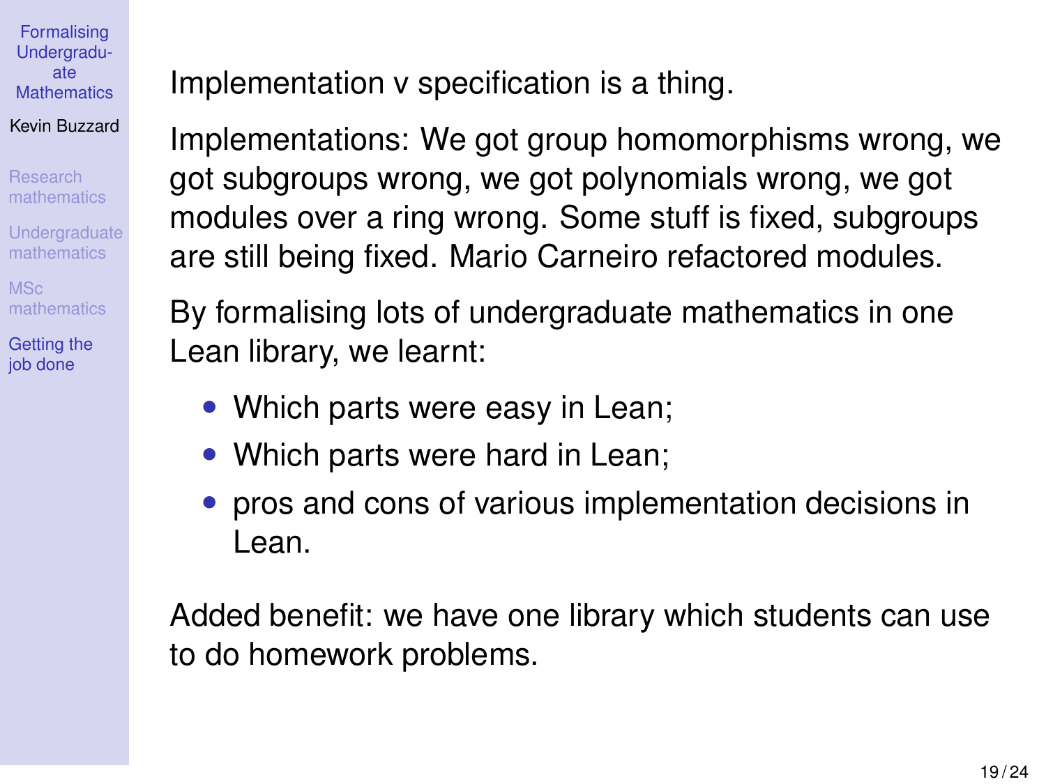Implementation v specification is a thing.

Implementations: We got group homomorphisms wrong, we got subgroups wrong, we got polynomials wrong, we got modules over a ring wrong. Some stuff is fixed, subgroups are still being fixed. Mario Carneiro refactored modules.

By formalising lots of undergraduate mathematics in one Lean library, we learnt:

- Which parts were easy in Lean;
- Which parts were hard in Lean;
- pros and cons of various implementation decisions in Lean.

Added benefit: we have one library which students can use to do homework problems.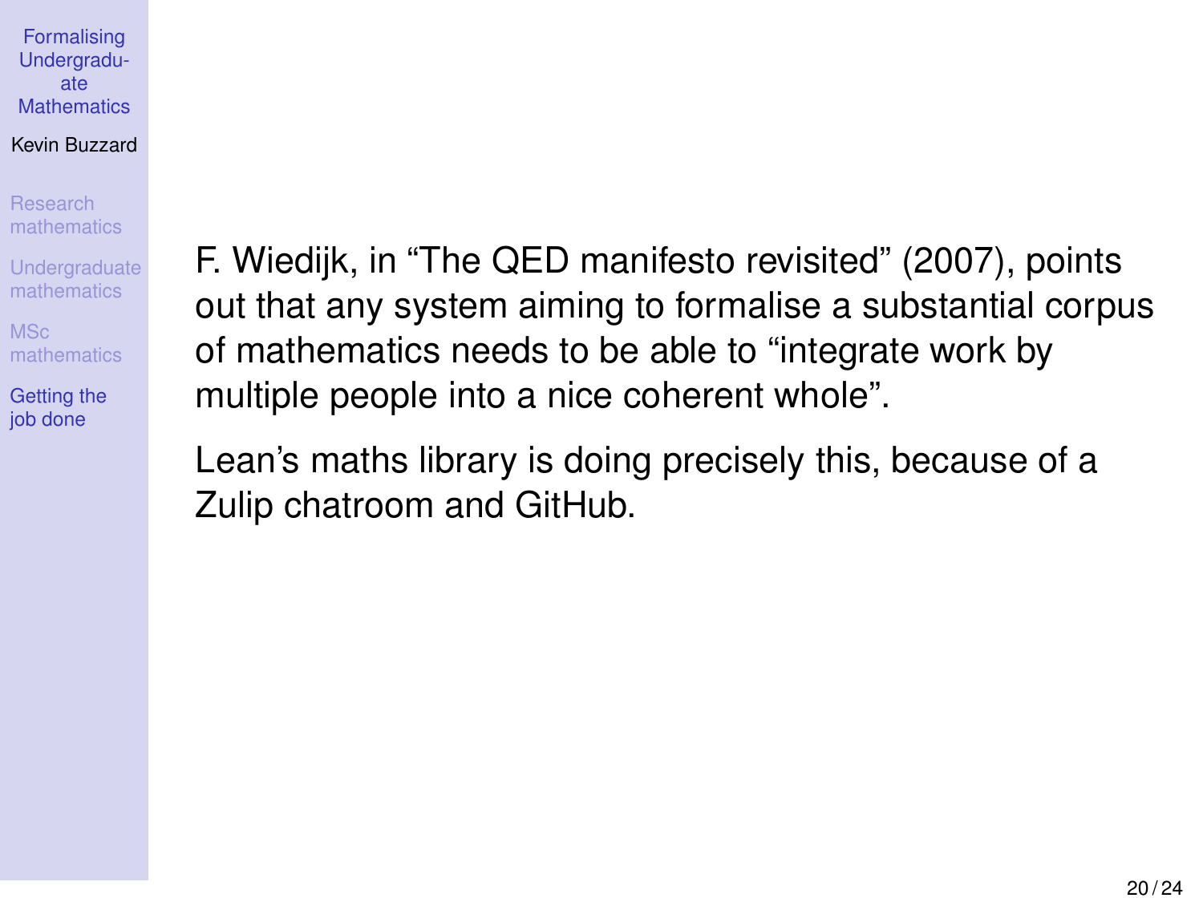F. Wiedijk, in “The QED manifesto revisited” (2007), points out that any system aiming to formalise a substantial corpus of mathematics needs to be able to “integrate work by multiple people into a nice coherent whole”.

Lean’s maths library is doing precisely this, because of a Zulip chatroom and GitHub.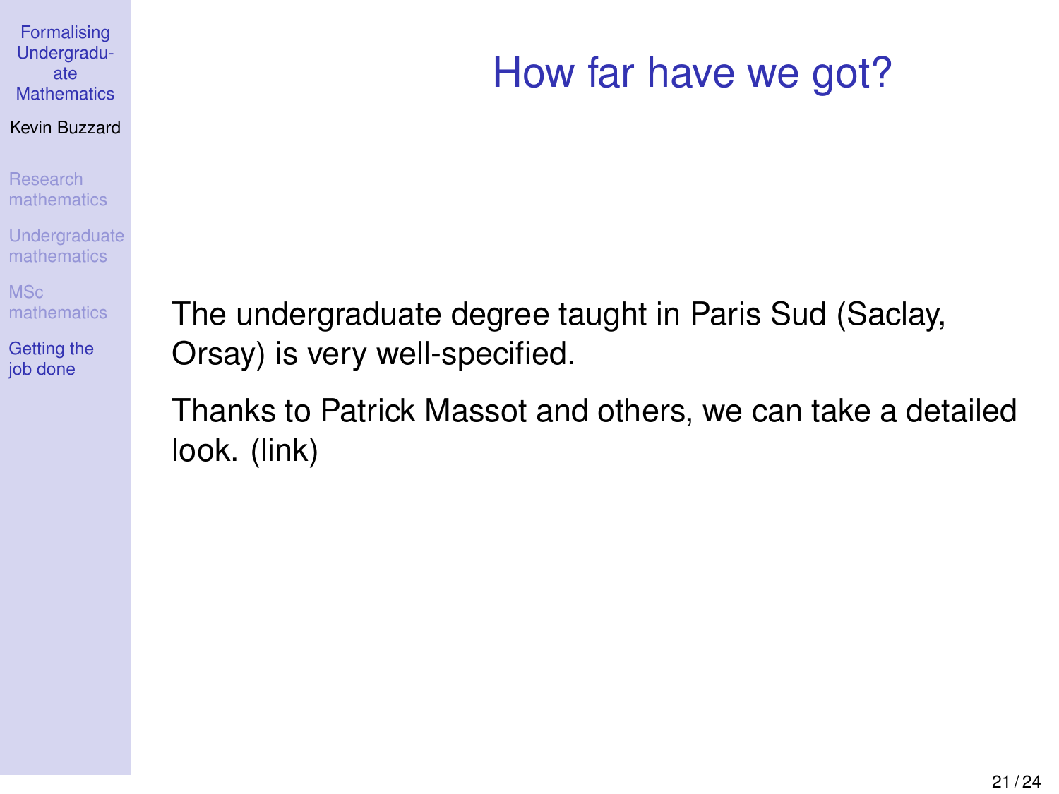# How far have we got?

The undergraduate degree taught in Paris Sud (Saclay, Orsay) is very well-specified.

Thanks to Patrick Massot and others, we can take a detailed look. (link)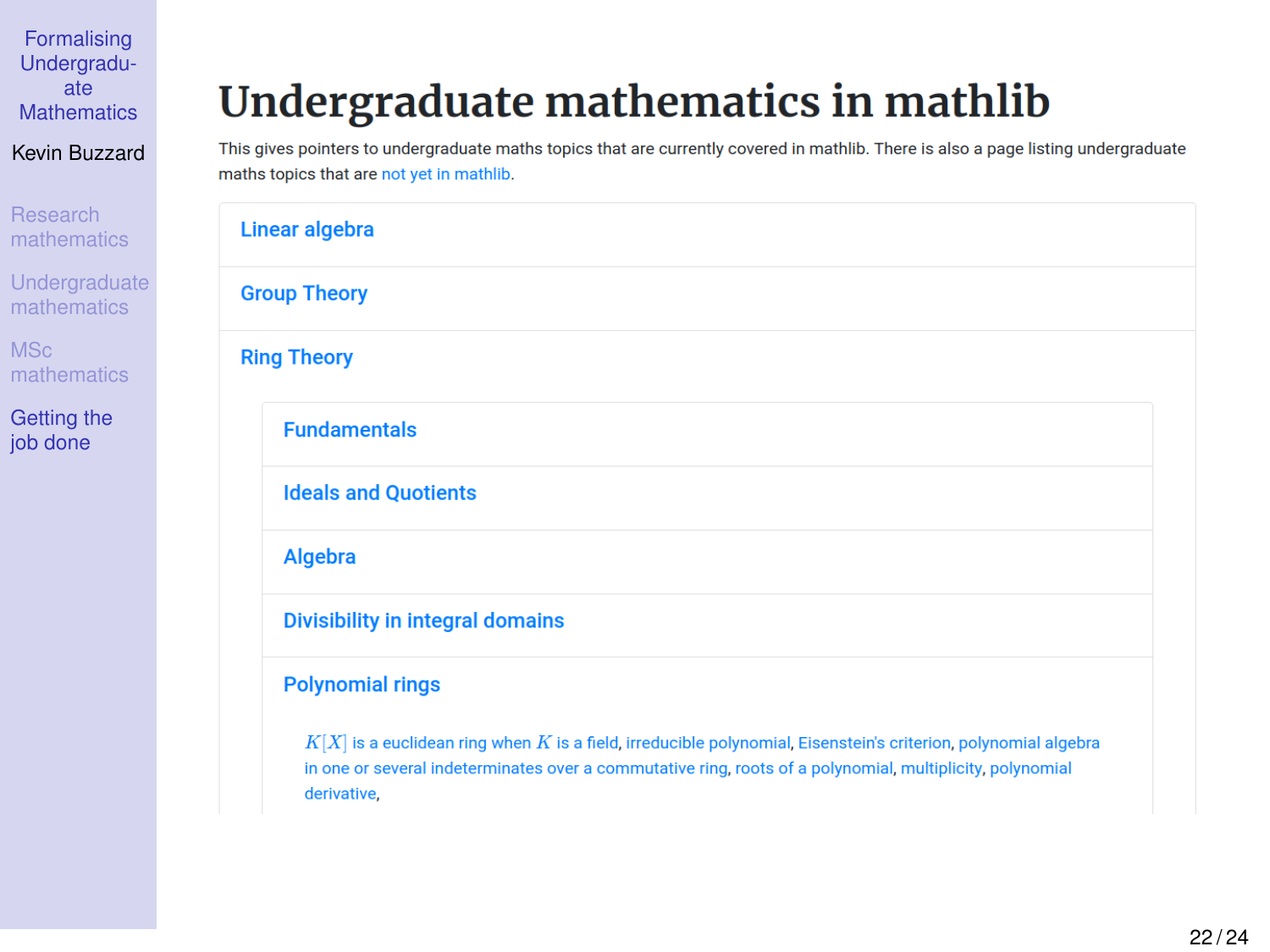# Undergraduate mathematics in mathlib

This gives pointers to undergraduate maths topics that are currently covered in mathlib. There is also a page listing undergraduate maths topics that are not yet in mathlib.

- Linear algebra
- Group Theory
- Ring Theory
  - Fundamentals
  - Ideals and Quotients
  - Algebra
  - Divisibility in integral domains
  - Polynomial rings

    $K[X]$ is a euclidean ring when $K$ is a field, irreducible polynomial, Eisenstein's criterion, polynomial algebra in one or several indeterminates over a commutative ring, roots of a polynomial, multiplicity, polynomial derivative,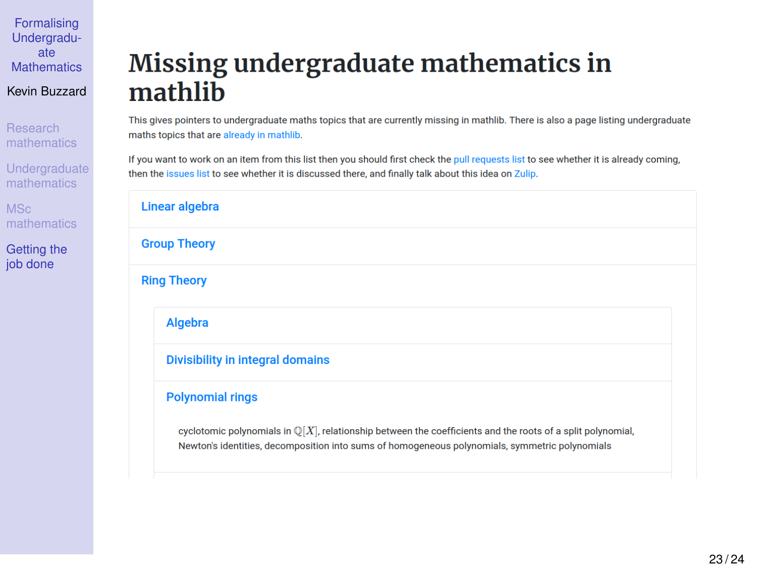# Missing undergraduate mathematics in mathlib

This gives pointers to undergraduate maths topics that are currently missing in mathlib. There is also a page listing undergraduate maths topics that are already in mathlib.

If you want to work on an item from this list then you should first check the pull requests list to see whether it is already coming, then the issues list to see whether it is discussed there, and finally talk about this idea on Zulip.

## Linear algebra

## Group Theory

## Ring Theory

### Algebra

### Divisibility in integral domains

### Polynomial rings

cyclotomic polynomials in $\mathbb{Q}[X]$, relationship between the coefficients and the roots of a split polynomial, Newton's identities, decomposition into sums of homogeneous polynomials, symmetric polynomials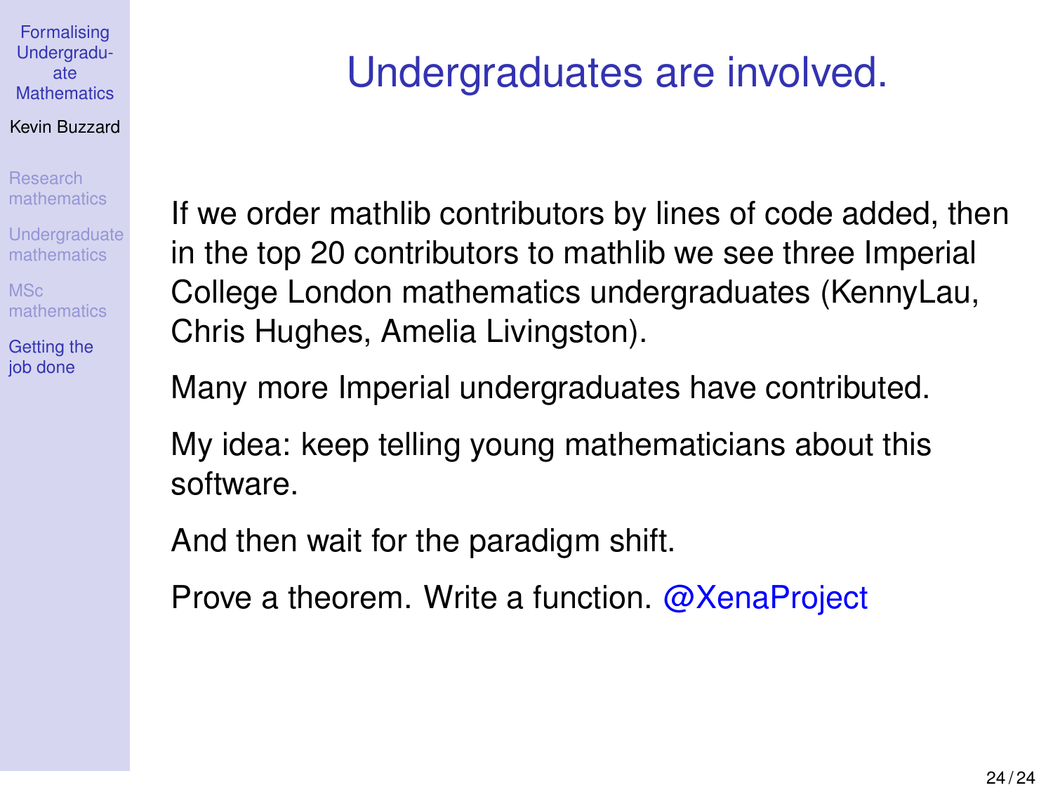# Undergraduates are involved.

If we order mathlib contributors by lines of code added, then in the top 20 contributors to mathlib we see three Imperial College London mathematics undergraduates (KennyLau, Chris Hughes, Amelia Livingston).

Many more Imperial undergraduates have contributed.

My idea: keep telling young mathematicians about this software.

And then wait for the paradigm shift.

Prove a theorem. Write a function. @XenaProject